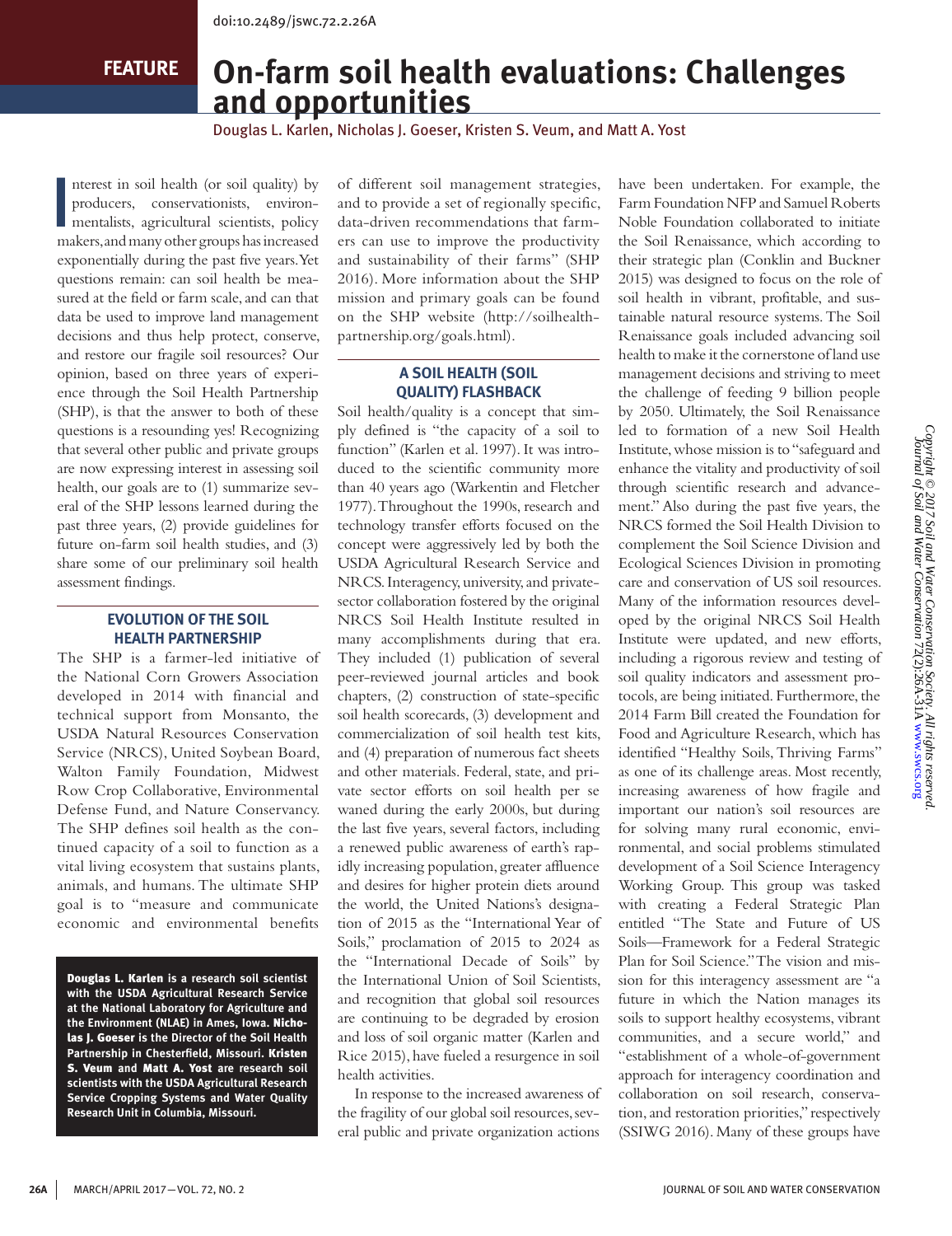doi:10.2489/jswc.72.2.26A

FEATURE

# On-farm soil health evaluations: Challenges and opportunities

Douglas L. Karlen, Nicholas J. Goeser, Kristen S. Veum, and Matt A. Yost

Interest in soil health (or soil quality) by producers, conservationists, environmentalists, agricultural scientists, policy makers, and many other groups has increased exponentially during the past five years. Yet questions remain: can soil health be measured at the field or farm scale, and can that data be used to improve land management decisions and thus help protect, conserve, and restore our fragile soil resources? Our opinion, based on three years of experience through the Soil Health Partnership (SHP), is that the answer to both of these questions is a resounding yes! Recognizing that several other public and private groups are now expressing interest in assessing soil health, our goals are to (1) summarize several of the SHP lessons learned during the past three years, (2) provide guidelines for future on-farm soil health studies, and (3) share some of our preliminary soil health assessment findings.

## EVOLUTION OF THE SOIL HEALTH PARTNERSHIP

The SHP is a farmer-led initiative of the National Corn Growers Association developed in 2014 with financial and technical support from Monsanto, the USDA Natural Resources Conservation Service (NRCS), United Soybean Board, Walton Family Foundation, Midwest Row Crop Collaborative, Environmental Defense Fund, and Nature Conservancy. The SHP defines soil health as the continued capacity of a soil to function as a vital living ecosystem that sustains plants, animals, and humans. The ultimate SHP goal is to "measure and communicate economic and environmental benefits of different soil management strategies, and to provide a set of regionally specific, data-driven recommendations that farmers can use to improve the productivity and sustainability of their farms" (SHP 2016). More information about the SHP mission and primary goals can be found on the SHP website (http://soilhealthpartnership.org/goals.html).

**Douglas L. Karlen** is a research soil scientist with the USDA Agricultural Research Service at the National Laboratory for Agriculture and the Environment (NLAE) in Ames, Iowa. **Nicholas J. Goeser** is the Director of the Soil Health Partnership in Chesterfield, Missouri. **Kristen S. Veum** and **Matt A. Yost** are research soil scientists with the USDA Agricultural Research Service Cropping Systems and Water Quality Research Unit in Columbia, Missouri.

## A SOIL HEALTH (SOIL QUALITY) FLASHBACK

Soil health/quality is a concept that simply defined is "the capacity of a soil to function" (Karlen et al. 1997). It was introduced to the scientific community more than 40 years ago (Warkentin and Fletcher 1977). Throughout the 1990s, research and technology transfer efforts focused on the concept were aggressively led by both the USDA Agricultural Research Service and NRCS. Interagency, university, and private-sector collaboration fostered by the original NRCS Soil Health Institute resulted in many accomplishments during that era. They included (1) publication of several peer-reviewed journal articles and book chapters, (2) construction of state-specific soil health scorecards, (3) development and commercialization of soil health test kits, and (4) preparation of numerous fact sheets and other materials. Federal, state, and private sector efforts on soil health per se waned during the early 2000s, but during the last five years, several factors, including a renewed public awareness of earth's rapidly increasing population, greater affluence and desires for higher protein diets around the world, the United Nations's designation of 2015 as the "International Year of Soils," proclamation of 2015 to 2024 as the "International Decade of Soils" by the International Union of Soil Scientists, and recognition that global soil resources are continuing to be degraded by erosion and loss of soil organic matter (Karlen and Rice 2015), have fueled a resurgence in soil health activities.

In response to the increased awareness of the fragility of our global soil resources, several public and private organization actions have been undertaken. For example, the Farm Foundation NFP and Samuel Roberts Noble Foundation collaborated to initiate the Soil Renaissance, which according to their strategic plan (Conklin and Buckner 2015) was designed to focus on the role of soil health in vibrant, profitable, and sustainable natural resource systems. The Soil Renaissance goals included advancing soil health to make it the cornerstone of land use management decisions and striving to meet the challenge of feeding 9 billion people by 2050. Ultimately, the Soil Renaissance led to formation of a new Soil Health Institute, whose mission is to "safeguard and enhance the vitality and productivity of soil through scientific research and advancement." Also during the past five years, the NRCS formed the Soil Health Division to complement the Soil Science Division and Ecological Sciences Division in promoting care and conservation of US soil resources. Many of the information resources developed by the original NRCS Soil Health Institute were updated, and new efforts, including a rigorous review and testing of soil quality indicators and assessment protocols, are being initiated. Furthermore, the 2014 Farm Bill created the Foundation for Food and Agriculture Research, which has identified "Healthy Soils, Thriving Farms" as one of its challenge areas. Most recently, increasing awareness of how fragile and important our nation's soil resources are for solving many rural economic, environmental, and social problems stimulated development of a Soil Science Interagency Working Group. This group was tasked with creating a Federal Strategic Plan entitled "The State and Future of US Soils—Framework for a Federal Strategic Plan for Soil Science." The vision and mission for this interagency assessment are "a future in which the Nation manages its soils to support healthy ecosystems, vibrant communities, and a secure world," and "establishment of a whole-of-government approach for interagency coordination and collaboration on soil research, conservation, and restoration priorities," respectively (SSIWG 2016). Many of these groups have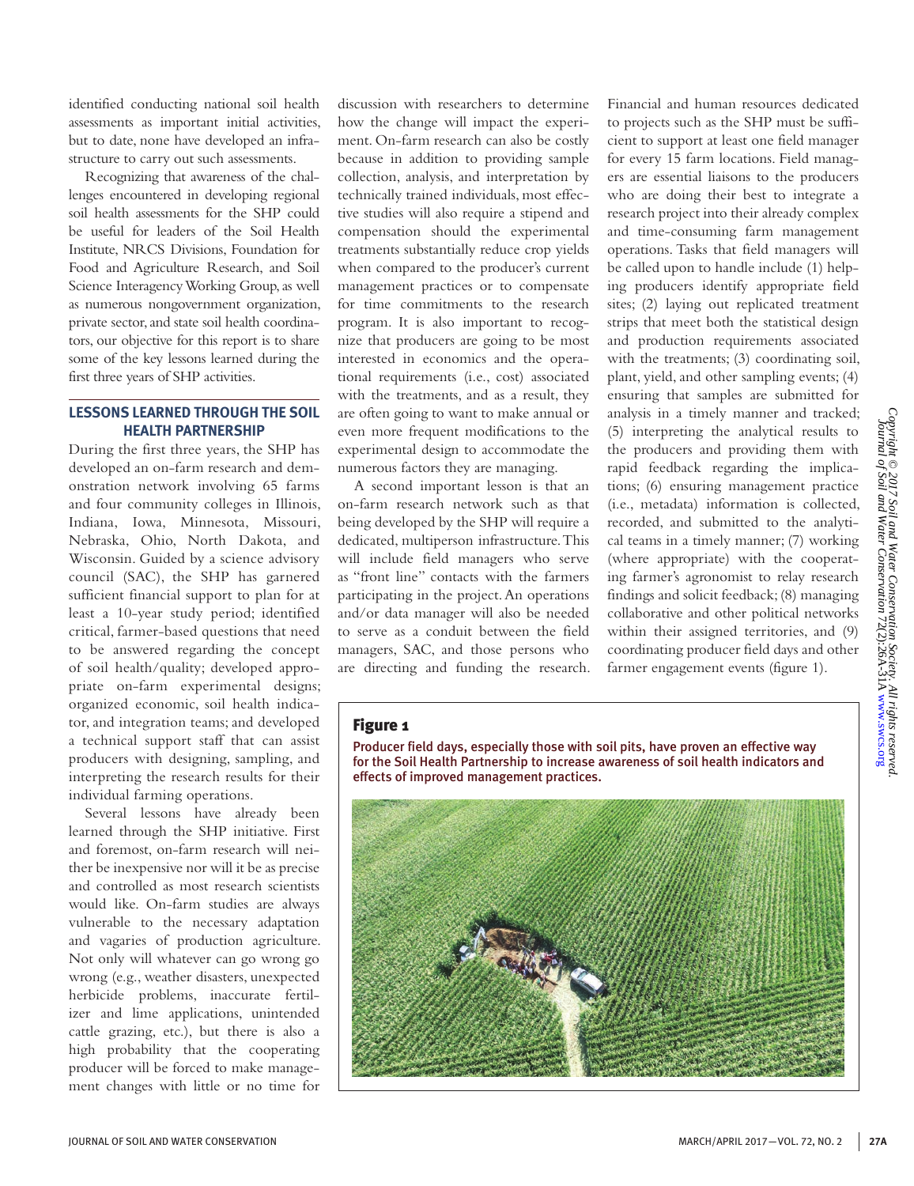identified conducting national soil health assessments as important initial activities, but to date, none have developed an infrastructure to carry out such assessments.

Recognizing that awareness of the challenges encountered in developing regional soil health assessments for the SHP could be useful for leaders of the Soil Health Institute, NRCS Divisions, Foundation for Food and Agriculture Research, and Soil Science Interagency Working Group, as well as numerous nongovernment organization, private sector, and state soil health coordinators, our objective for this report is to share some of the key lessons learned during the first three years of SHP activities.

## LESSONS LEARNED THROUGH THE SOIL HEALTH PARTNERSHIP

During the first three years, the SHP has developed an on-farm research and demonstration network involving 65 farms and four community colleges in Illinois, Indiana, Iowa, Minnesota, Missouri, Nebraska, Ohio, North Dakota, and Wisconsin. Guided by a science advisory council (SAC), the SHP has garnered sufficient financial support to plan for at least a 10-year study period; identified critical, farmer-based questions that need to be answered regarding the concept of soil health/quality; developed appropriate on-farm experimental designs; organized economic, soil health indicator, and integration teams; and developed a technical support staff that can assist producers with designing, sampling, and interpreting the research results for their individual farming operations.

Several lessons have already been learned through the SHP initiative. First and foremost, on-farm research will neither be inexpensive nor will it be as precise and controlled as most research scientists would like. On-farm studies are always vulnerable to the necessary adaptation and vagaries of production agriculture. Not only will whatever can go wrong go wrong (e.g., weather disasters, unexpected herbicide problems, inaccurate fertilizer and lime applications, unintended cattle grazing, etc.), but there is also a high probability that the cooperating producer will be forced to make management changes with little or no time for discussion with researchers to determine how the change will impact the experiment. On-farm research can also be costly because in addition to providing sample collection, analysis, and interpretation by technically trained individuals, most effective studies will also require a stipend and compensation should the experimental treatments substantially reduce crop yields when compared to the producer's current management practices or to compensate for time commitments to the research program. It is also important to recognize that producers are going to be most interested in economics and the operational requirements (i.e., cost) associated with the treatments, and as a result, they are often going to want to make annual or even more frequent modifications to the experimental design to accommodate the numerous factors they are managing.

A second important lesson is that an on-farm research network such as that being developed by the SHP will require a dedicated, multiperson infrastructure. This will include field managers who serve as "front line" contacts with the farmers participating in the project. An operations and/or data manager will also be needed to serve as a conduit between the field managers, SAC, and those persons who are directing and funding the research. Financial and human resources dedicated to projects such as the SHP must be sufficient to support at least one field manager for every 15 farm locations. Field managers are essential liaisons to the producers who are doing their best to integrate a research project into their already complex and time-consuming farm management operations. Tasks that field managers will be called upon to handle include (1) helping producers identify appropriate field sites; (2) laying out replicated treatment strips that meet both the statistical design and production requirements associated with the treatments; (3) coordinating soil, plant, yield, and other sampling events; (4) ensuring that samples are submitted for analysis in a timely manner and tracked; (5) interpreting the analytical results to the producers and providing them with rapid feedback regarding the implications; (6) ensuring management practice (i.e., metadata) information is collected, recorded, and submitted to the analytical teams in a timely manner; (7) working (where appropriate) with the cooperating farmer's agronomist to relay research findings and solicit feedback; (8) managing collaborative and other political networks within their assigned territories, and (9) coordinating producer field days and other farmer engagement events (figure 1).

**Figure 1**

Producer field days, especially those with soil pits, have proven an effective way for the Soil Health Partnership to increase awareness of soil health indicators and effects of improved management practices.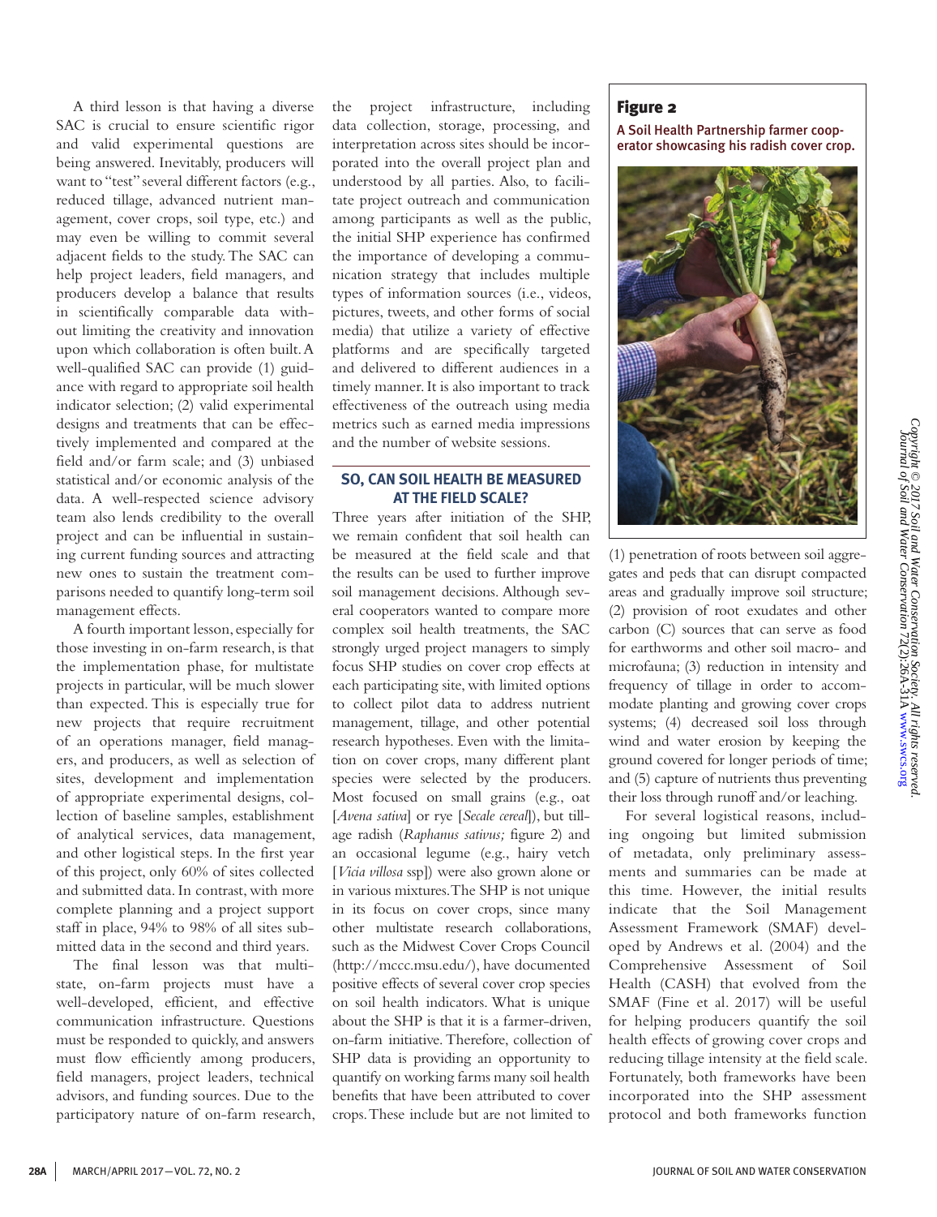A third lesson is that having a diverse SAC is crucial to ensure scientific rigor and valid experimental questions are being answered. Inevitably, producers will want to "test" several different factors (e.g., reduced tillage, advanced nutrient management, cover crops, soil type, etc.) and may even be willing to commit several adjacent fields to the study. The SAC can help project leaders, field managers, and producers develop a balance that results in scientifically comparable data without limiting the creativity and innovation upon which collaboration is often built. A well-qualified SAC can provide (1) guidance with regard to appropriate soil health indicator selection; (2) valid experimental designs and treatments that can be effectively implemented and compared at the field and/or farm scale; and (3) unbiased statistical and/or economic analysis of the data. A well-respected science advisory team also lends credibility to the overall project and can be influential in sustaining current funding sources and attracting new ones to sustain the treatment comparisons needed to quantify long-term soil management effects.

A fourth important lesson, especially for those investing in on-farm research, is that the implementation phase, for multistate projects in particular, will be much slower than expected. This is especially true for new projects that require recruitment of an operations manager, field managers, and producers, as well as selection of sites, development and implementation of appropriate experimental designs, collection of baseline samples, establishment of analytical services, data management, and other logistical steps. In the first year of this project, only 60% of sites collected and submitted data. In contrast, with more complete planning and a project support staff in place, 94% to 98% of all sites submitted data in the second and third years.

The final lesson was that multistate, on-farm projects must have a well-developed, efficient, and effective communication infrastructure. Questions must be responded to quickly, and answers must flow efficiently among producers, field managers, project leaders, technical advisors, and funding sources. Due to the participatory nature of on-farm research, the project infrastructure, including data collection, storage, processing, and interpretation across sites should be incorporated into the overall project plan and understood by all parties. Also, to facilitate project outreach and communication among participants as well as the public, the initial SHP experience has confirmed the importance of developing a communication strategy that includes multiple types of information sources (i.e., videos, pictures, tweets, and other forms of social media) that utilize a variety of effective platforms and are specifically targeted and delivered to different audiences in a timely manner. It is also important to track effectiveness of the outreach using media metrics such as earned media impressions and the number of website sessions.

## SO, CAN SOIL HEALTH BE MEASURED AT THE FIELD SCALE?

Three years after initiation of the SHP, we remain confident that soil health can be measured at the field scale and that the results can be used to further improve soil management decisions. Although several cooperators wanted to compare more complex soil health treatments, the SAC strongly urged project managers to simply focus SHP studies on cover crop effects at each participating site, with limited options to collect pilot data to address nutrient management, tillage, and other potential research hypotheses. Even with the limitation on cover crops, many different plant species were selected by the producers. Most focused on small grains (e.g., oat [*Avena sativa*] or rye [*Secale cereal*]), but tillage radish (*Raphanus sativus;* figure 2) and an occasional legume (e.g., hairy vetch [*Vicia villosa* ssp]) were also grown alone or in various mixtures. The SHP is not unique in its focus on cover crops, since many other multistate research collaborations, such as the Midwest Cover Crops Council (http://mccc.msu.edu/), have documented positive effects of several cover crop species on soil health indicators. What is unique about the SHP is that it is a farmer-driven, on-farm initiative. Therefore, collection of SHP data is providing an opportunity to quantify on working farms many soil health benefits that have been attributed to cover crops. These include but are not limited to (1) penetration of roots between soil aggregates and peds that can disrupt compacted areas and gradually improve soil structure; (2) provision of root exudates and other carbon (C) sources that can serve as food for earthworms and other soil macro- and microfauna; (3) reduction in intensity and frequency of tillage in order to accommodate planting and growing cover crops systems; (4) decreased soil loss through wind and water erosion by keeping the ground covered for longer periods of time; and (5) capture of nutrients thus preventing their loss through runoff and/or leaching.

**Figure 2**

A Soil Health Partnership farmer cooperator showcasing his radish cover crop.

For several logistical reasons, including ongoing but limited submission of metadata, only preliminary assessments and summaries can be made at this time. However, the initial results indicate that the Soil Management Assessment Framework (SMAF) developed by Andrews et al. (2004) and the Comprehensive Assessment of Soil Health (CASH) that evolved from the SMAF (Fine et al. 2017) will be useful for helping producers quantify the soil health effects of growing cover crops and reducing tillage intensity at the field scale. Fortunately, both frameworks have been incorporated into the SHP assessment protocol and both frameworks function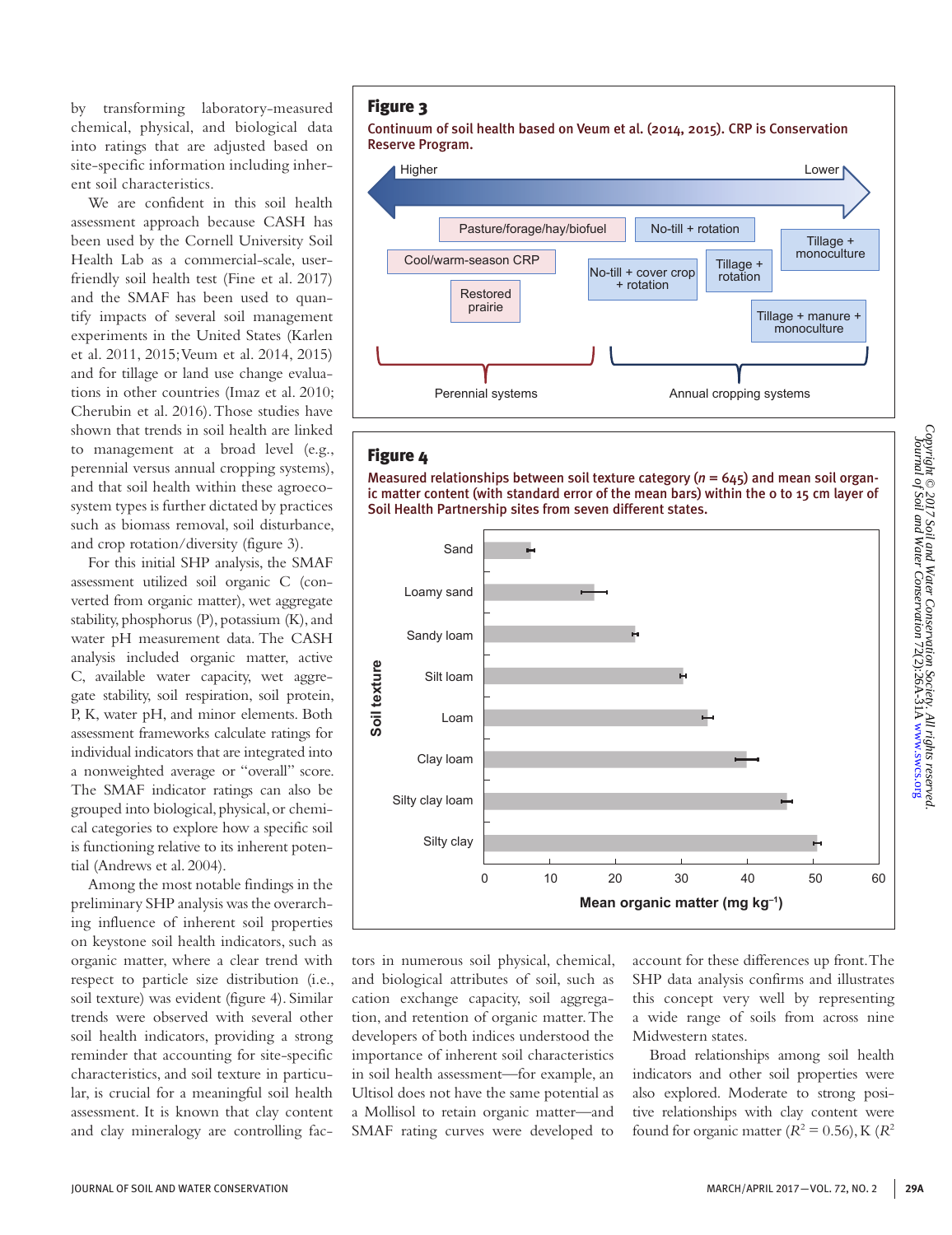by transforming laboratory-measured chemical, physical, and biological data into ratings that are adjusted based on site-specific information including inherent soil characteristics.

We are confident in this soil health assessment approach because CASH has been used by the Cornell University Soil Health Lab as a commercial-scale, user-friendly soil health test (Fine et al. 2017) and the SMAF has been used to quantify impacts of several soil management experiments in the United States (Karlen et al. 2011, 2015; Veum et al. 2014, 2015) and for tillage or land use change evaluations in other countries (Imaz et al. 2010; Cherubin et al. 2016). Those studies have shown that trends in soil health are linked to management at a broad level (e.g., perennial versus annual cropping systems), and that soil health within these agroecosystem types is further dictated by practices such as biomass removal, soil disturbance, and crop rotation/diversity (figure 3).

For this initial SHP analysis, the SMAF assessment utilized soil organic C (converted from organic matter), wet aggregate stability, phosphorus (P), potassium (K), and water pH measurement data. The CASH analysis included organic matter, active C, available water capacity, wet aggregate stability, soil respiration, soil protein, P, K, water pH, and minor elements. Both assessment frameworks calculate ratings for individual indicators that are integrated into a nonweighted average or "overall" score. The SMAF indicator ratings can also be grouped into biological, physical, or chemical categories to explore how a specific soil is functioning relative to its inherent potential (Andrews et al. 2004).

Among the most notable findings in the preliminary SHP analysis was the overarching influence of inherent soil properties on keystone soil health indicators, such as organic matter, where a clear trend with respect to particle size distribution (i.e., soil texture) was evident (figure 4). Similar trends were observed with several other soil health indicators, providing a strong reminder that accounting for site-specific characteristics, and soil texture in particular, is crucial for a meaningful soil health assessment. It is known that clay content and clay mineralogy are controlling factors in numerous soil physical, chemical, and biological attributes of soil, such as cation exchange capacity, soil aggregation, and retention of organic matter. The developers of both indices understood the importance of inherent soil characteristics in soil health assessment—for example, an Ultisol does not have the same potential as a Mollisol to retain organic matter—and SMAF rating curves were developed to account for these differences up front. The SHP data analysis confirms and illustrates this concept very well by representing a wide range of soils from across nine Midwestern states.

Broad relationships among soil health indicators and other soil properties were also explored. Moderate to strong positive relationships with clay content were found for organic matter ($R^2 = 0.56$), K ($R^2$

**Figure 3**

Continuum of soil health based on Veum et al. (2014, 2015). CRP is Conservation Reserve Program.

**Figure 4**

Measured relationships between soil texture category ($n = 645$) and mean soil organic matter content (with standard error of the mean bars) within the 0 to 15 cm layer of Soil Health Partnership sites from seven different states.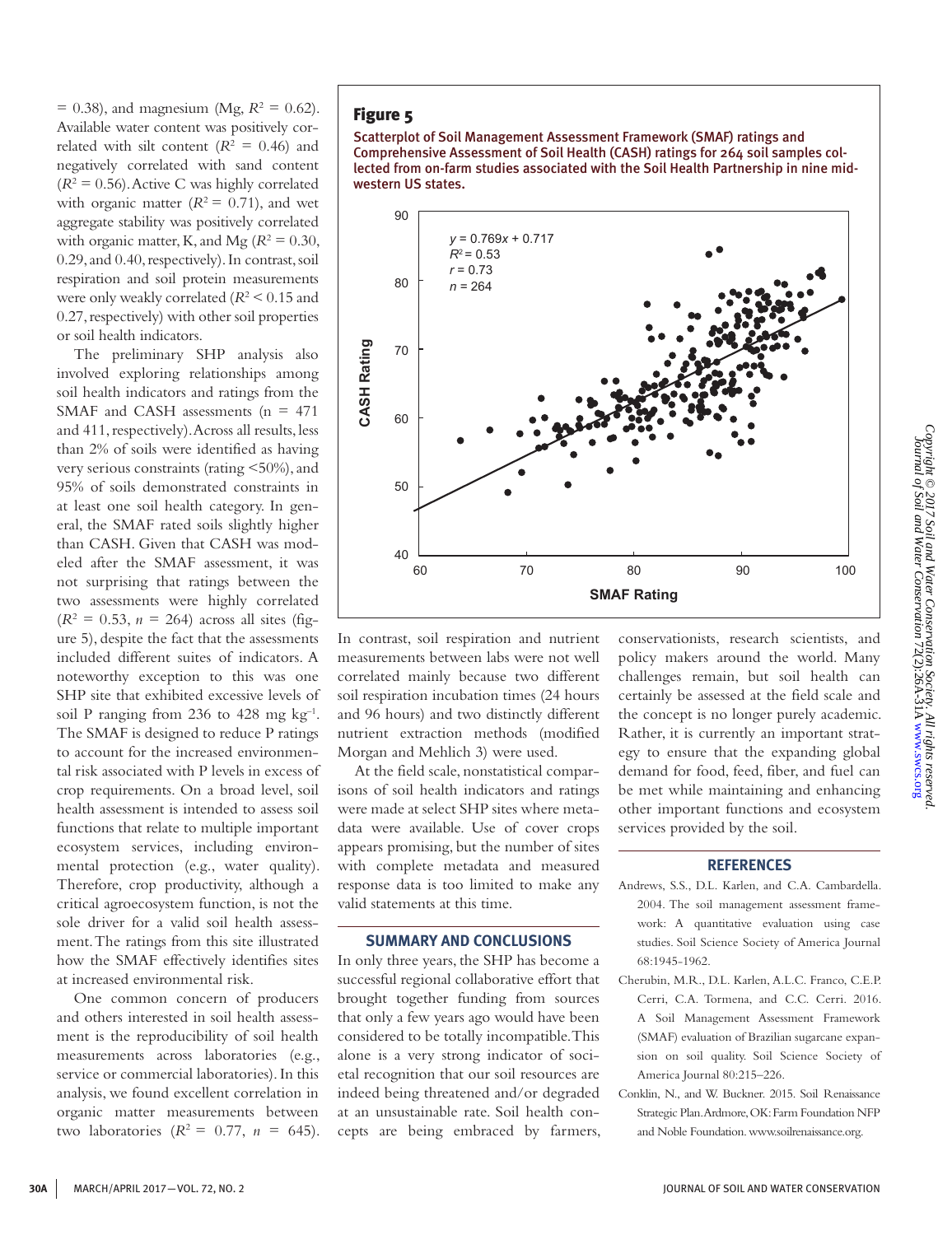= 0.38), and magnesium (Mg, $R^2$ = 0.62). Available water content was positively correlated with silt content ($R^2$ = 0.46) and negatively correlated with sand content ($R^2$ = 0.56). Active C was highly correlated with organic matter ($R^2$ = 0.71), and wet aggregate stability was positively correlated with organic matter, K, and Mg ($R^2$ = 0.30, 0.29, and 0.40, respectively). In contrast, soil respiration and soil protein measurements were only weakly correlated ($R^2$ < 0.15 and 0.27, respectively) with other soil properties or soil health indicators.

The preliminary SHP analysis also involved exploring relationships among soil health indicators and ratings from the SMAF and CASH assessments (n = 471 and 411, respectively). Across all results, less than 2% of soils were identified as having very serious constraints (rating <50%), and 95% of soils demonstrated constraints in at least one soil health category. In general, the SMAF rated soils slightly higher than CASH. Given that CASH was modeled after the SMAF assessment, it was not surprising that ratings between the two assessments were highly correlated ($R^2$ = 0.53, $n$ = 264) across all sites (figure 5), despite the fact that the assessments included different suites of indicators. A noteworthy exception to this was one SHP site that exhibited excessive levels of soil P ranging from 236 to 428 mg $kg^{-1}$. The SMAF is designed to reduce P ratings to account for the increased environmental risk associated with P levels in excess of crop requirements. On a broad level, soil health assessment is intended to assess soil functions that relate to multiple important ecosystem services, including environmental protection (e.g., water quality). Therefore, crop productivity, although a critical agroecosystem function, is not the sole driver for a valid soil health assessment. The ratings from this site illustrated how the SMAF effectively identifies sites at increased environmental risk.

One common concern of producers and others interested in soil health assessment is the reproducibility of soil health measurements across laboratories (e.g., service or commercial laboratories). In this analysis, we found excellent correlation in organic matter measurements between two laboratories ($R^2$ = 0.77, $n$ = 645).

**Figure 5**

Scatterplot of Soil Management Assessment Framework (SMAF) ratings and Comprehensive Assessment of Soil Health (CASH) ratings for 264 soil samples collected from on-farm studies associated with the Soil Health Partnership in nine midwestern US states.

$y = 0.769x + 0.717$, $R^2 = 0.53$, $r = 0.73$, $n = 264$

In contrast, soil respiration and nutrient measurements between labs were not well correlated mainly because two different soil respiration incubation times (24 hours and 96 hours) and two distinctly different nutrient extraction methods (modified Morgan and Mehlich 3) were used.

At the field scale, nonstatistical comparisons of soil health indicators and ratings were made at select SHP sites where metadata were available. Use of cover crops appears promising, but the number of sites with complete metadata and measured response data is too limited to make any valid statements at this time.

## SUMMARY AND CONCLUSIONS

In only three years, the SHP has become a successful regional collaborative effort that brought together funding from sources that only a few years ago would have been considered to be totally incompatible. This alone is a very strong indicator of societal recognition that our soil resources are indeed being threatened and/or degraded at an unsustainable rate. Soil health concepts are being embraced by farmers, conservationists, research scientists, and policy makers around the world. Many challenges remain, but soil health can certainly be assessed at the field scale and the concept is no longer purely academic. Rather, it is currently an important strategy to ensure that the expanding global demand for food, feed, fiber, and fuel can be met while maintaining and enhancing other important functions and ecosystem services provided by the soil.

## REFERENCES

Andrews, S.S., D.L. Karlen, and C.A. Cambardella. 2004. The soil management assessment framework: A quantitative evaluation using case studies. Soil Science Society of America Journal 68:1945-1962.

Cherubin, M.R., D.L. Karlen, A.L.C. Franco, C.E.P. Cerri, C.A. Tormena, and C.C. Cerri. 2016. A Soil Management Assessment Framework (SMAF) evaluation of Brazilian sugarcane expansion on soil quality. Soil Science Society of America Journal 80:215–226.

Conklin, N., and W. Buckner. 2015. Soil Renaissance Strategic Plan. Ardmore, OK: Farm Foundation NFP and Noble Foundation. www.soilrenaissance.org.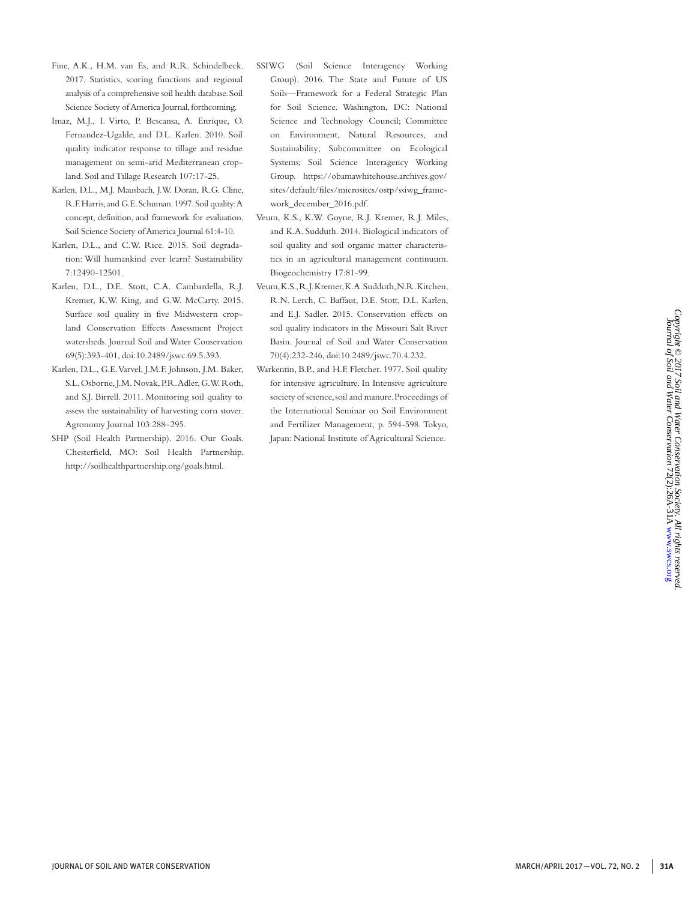Fine, A.K., H.M. van Es, and R.R. Schindelbeck. 2017. Statistics, scoring functions and regional analysis of a comprehensive soil health database. Soil Science Society of America Journal, forthcoming.

Imaz, M.J., I. Virto, P. Bescansa, A. Enrique, O. Fernandez-Ugalde, and D.L. Karlen. 2010. Soil quality indicator response to tillage and residue management on semi-arid Mediterranean cropland. Soil and Tillage Research 107:17-25.

Karlen, D.L., M.J. Mausbach, J.W. Doran, R.G. Cline, R.F. Harris, and G.E. Schuman. 1997. Soil quality: A concept, definition, and framework for evaluation. Soil Science Society of America Journal 61:4-10.

Karlen, D.L., and C.W. Rice. 2015. Soil degradation: Will humankind ever learn? Sustainability 7:12490-12501.

Karlen, D.L., D.E. Stott, C.A. Cambardella, R.J. Kremer, K.W. King, and G.W. McCarty. 2015. Surface soil quality in five Midwestern cropland Conservation Effects Assessment Project watersheds. Journal Soil and Water Conservation 69(5):393-401, doi:10.2489/jswc.69.5.393.

Karlen, D.L., G.E. Varvel, J.M.F. Johnson, J.M. Baker, S.L. Osborne, J.M. Novak, P.R. Adler, G.W. Roth, and S.J. Birrell. 2011. Monitoring soil quality to assess the sustainability of harvesting corn stover. Agronomy Journal 103:288–295.

SHP (Soil Health Partnership). 2016. Our Goals. Chesterfield, MO: Soil Health Partnership. http://soilhealthpartnership.org/goals.html.

SSIWG (Soil Science Interagency Working Group). 2016. The State and Future of US Soils—Framework for a Federal Strategic Plan for Soil Science. Washington, DC: National Science and Technology Council; Committee on Environment, Natural Resources, and Sustainability; Subcommittee on Ecological Systems; Soil Science Interagency Working Group. https://obamawhitehouse.archives.gov/sites/default/files/microsites/ostp/ssiwg_framework_december_2016.pdf.

Veum, K.S., K.W. Goyne, R.J. Kremer, R.J. Miles, and K.A. Sudduth. 2014. Biological indicators of soil quality and soil organic matter characteristics in an agricultural management continuum. Biogeochemistry 17:81-99.

Veum, K.S., R.J. Kremer, K.A. Sudduth, N.R. Kitchen, R.N. Lerch, C. Baffaut, D.E. Stott, D.L. Karlen, and E.J. Sadler. 2015. Conservation effects on soil quality indicators in the Missouri Salt River Basin. Journal of Soil and Water Conservation 70(4):232-246, doi:10.2489/jswc.70.4.232.

Warkentin, B.P., and H.F. Fletcher. 1977. Soil quality for intensive agriculture. In Intensive agriculture society of science, soil and manure. Proceedings of the International Seminar on Soil Environment and Fertilizer Management, p. 594-598. Tokyo, Japan: National Institute of Agricultural Science.